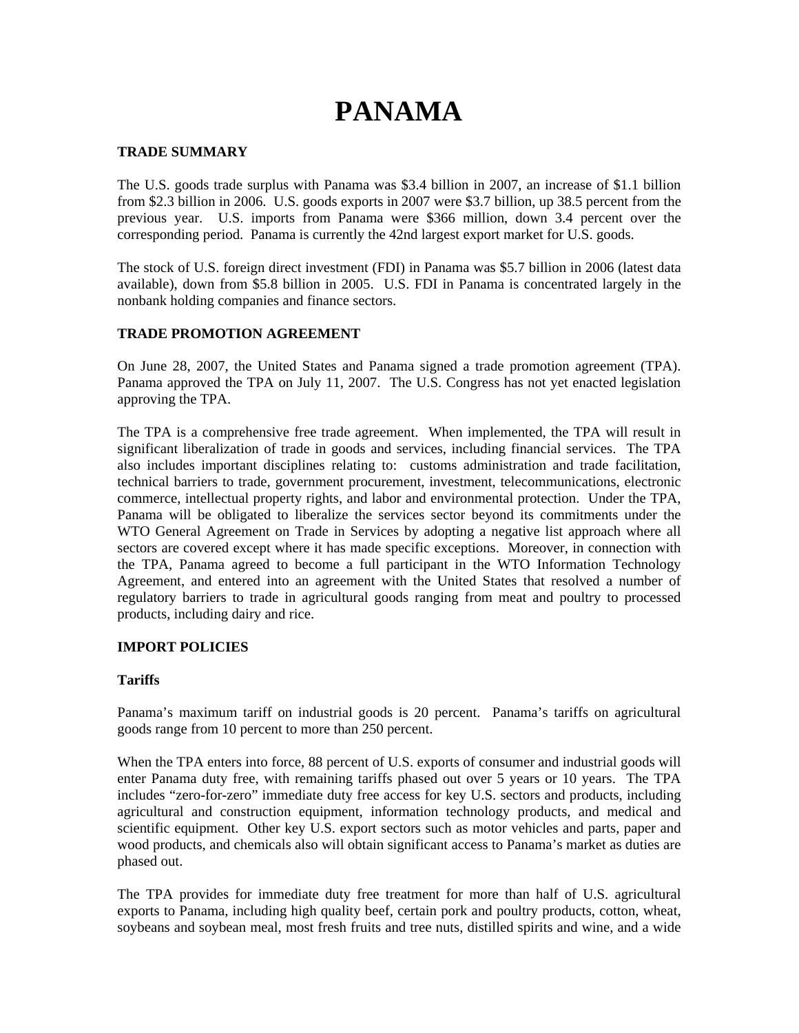# PANAMA

## TRADE SUMMARY

The U.S. goods trade surplus with Panama was $3.4 billion in 2007, an increase of $1.1 billion from $2.3 billion in 2006. U.S. goods exports in 2007 were $3.7 billion, up 38.5 percent from the previous year. U.S. imports from Panama were $366 million, down 3.4 percent over the corresponding period. Panama is currently the 42nd largest export market for U.S. goods.

The stock of U.S. foreign direct investment (FDI) in Panama was $5.7 billion in 2006 (latest data available), down from $5.8 billion in 2005. U.S. FDI in Panama is concentrated largely in the nonbank holding companies and finance sectors.

## TRADE PROMOTION AGREEMENT

On June 28, 2007, the United States and Panama signed a trade promotion agreement (TPA). Panama approved the TPA on July 11, 2007. The U.S. Congress has not yet enacted legislation approving the TPA.

The TPA is a comprehensive free trade agreement. When implemented, the TPA will result in significant liberalization of trade in goods and services, including financial services. The TPA also includes important disciplines relating to: customs administration and trade facilitation, technical barriers to trade, government procurement, investment, telecommunications, electronic commerce, intellectual property rights, and labor and environmental protection. Under the TPA, Panama will be obligated to liberalize the services sector beyond its commitments under the WTO General Agreement on Trade in Services by adopting a negative list approach where all sectors are covered except where it has made specific exceptions. Moreover, in connection with the TPA, Panama agreed to become a full participant in the WTO Information Technology Agreement, and entered into an agreement with the United States that resolved a number of regulatory barriers to trade in agricultural goods ranging from meat and poultry to processed products, including dairy and rice.

## IMPORT POLICIES

### Tariffs

Panama's maximum tariff on industrial goods is 20 percent. Panama's tariffs on agricultural goods range from 10 percent to more than 250 percent.

When the TPA enters into force, 88 percent of U.S. exports of consumer and industrial goods will enter Panama duty free, with remaining tariffs phased out over 5 years or 10 years. The TPA includes "zero-for-zero" immediate duty free access for key U.S. sectors and products, including agricultural and construction equipment, information technology products, and medical and scientific equipment. Other key U.S. export sectors such as motor vehicles and parts, paper and wood products, and chemicals also will obtain significant access to Panama's market as duties are phased out.

The TPA provides for immediate duty free treatment for more than half of U.S. agricultural exports to Panama, including high quality beef, certain pork and poultry products, cotton, wheat, soybeans and soybean meal, most fresh fruits and tree nuts, distilled spirits and wine, and a wide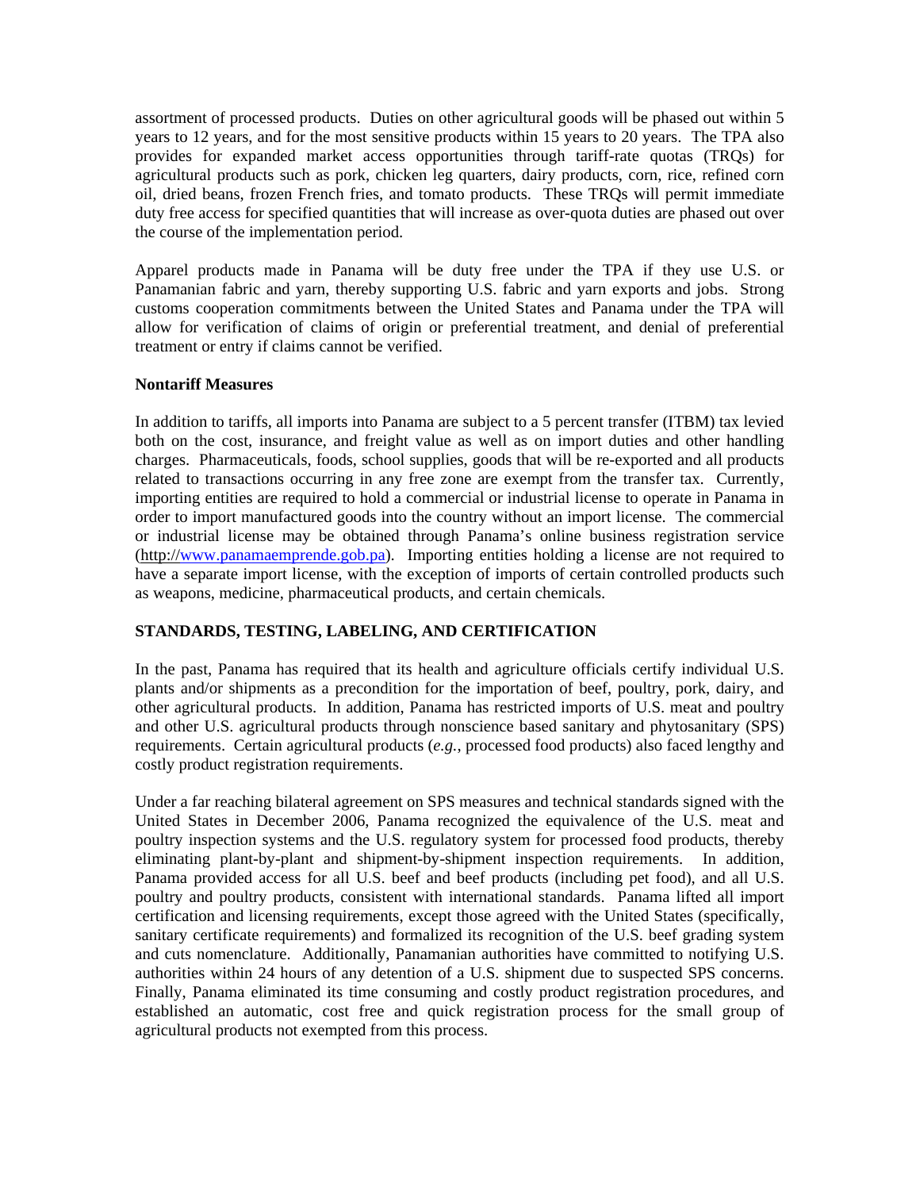assortment of processed products. Duties on other agricultural goods will be phased out within 5 years to 12 years, and for the most sensitive products within 15 years to 20 years. The TPA also provides for expanded market access opportunities through tariff-rate quotas (TRQs) for agricultural products such as pork, chicken leg quarters, dairy products, corn, rice, refined corn oil, dried beans, frozen French fries, and tomato products. These TRQs will permit immediate duty free access for specified quantities that will increase as over-quota duties are phased out over the course of the implementation period.

Apparel products made in Panama will be duty free under the TPA if they use U.S. or Panamanian fabric and yarn, thereby supporting U.S. fabric and yarn exports and jobs. Strong customs cooperation commitments between the United States and Panama under the TPA will allow for verification of claims of origin or preferential treatment, and denial of preferential treatment or entry if claims cannot be verified.

**Nontariff Measures**

In addition to tariffs, all imports into Panama are subject to a 5 percent transfer (ITBM) tax levied both on the cost, insurance, and freight value as well as on import duties and other handling charges. Pharmaceuticals, foods, school supplies, goods that will be re-exported and all products related to transactions occurring in any free zone are exempt from the transfer tax. Currently, importing entities are required to hold a commercial or industrial license to operate in Panama in order to import manufactured goods into the country without an import license. The commercial or industrial license may be obtained through Panama's online business registration service (http://www.panamaemprende.gob.pa). Importing entities holding a license are not required to have a separate import license, with the exception of imports of certain controlled products such as weapons, medicine, pharmaceutical products, and certain chemicals.

## STANDARDS, TESTING, LABELING, AND CERTIFICATION

In the past, Panama has required that its health and agriculture officials certify individual U.S. plants and/or shipments as a precondition for the importation of beef, poultry, pork, dairy, and other agricultural products. In addition, Panama has restricted imports of U.S. meat and poultry and other U.S. agricultural products through nonscience based sanitary and phytosanitary (SPS) requirements. Certain agricultural products (*e.g.*, processed food products) also faced lengthy and costly product registration requirements.

Under a far reaching bilateral agreement on SPS measures and technical standards signed with the United States in December 2006, Panama recognized the equivalence of the U.S. meat and poultry inspection systems and the U.S. regulatory system for processed food products, thereby eliminating plant-by-plant and shipment-by-shipment inspection requirements. In addition, Panama provided access for all U.S. beef and beef products (including pet food), and all U.S. poultry and poultry products, consistent with international standards. Panama lifted all import certification and licensing requirements, except those agreed with the United States (specifically, sanitary certificate requirements) and formalized its recognition of the U.S. beef grading system and cuts nomenclature. Additionally, Panamanian authorities have committed to notifying U.S. authorities within 24 hours of any detention of a U.S. shipment due to suspected SPS concerns. Finally, Panama eliminated its time consuming and costly product registration procedures, and established an automatic, cost free and quick registration process for the small group of agricultural products not exempted from this process.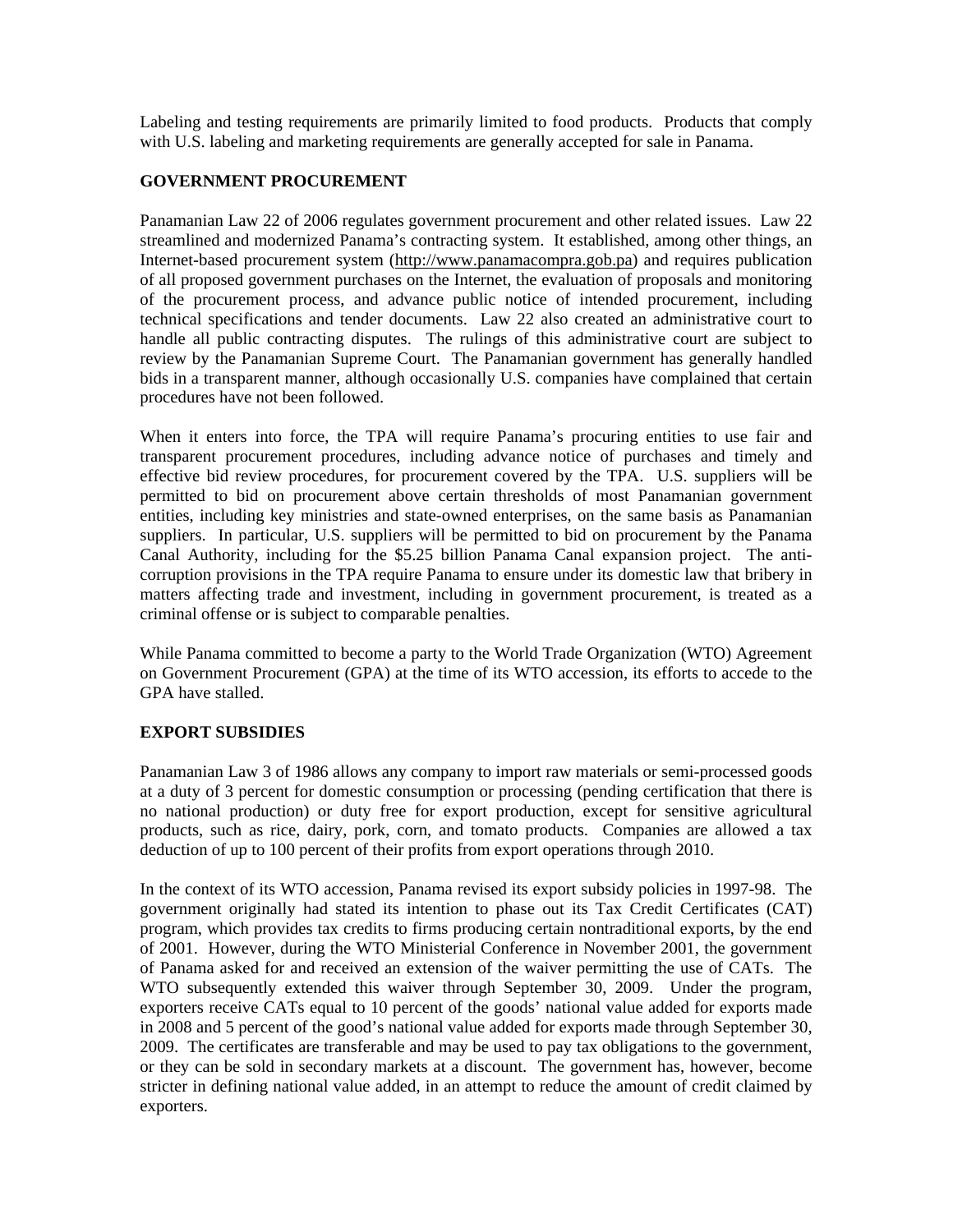Labeling and testing requirements are primarily limited to food products. Products that comply with U.S. labeling and marketing requirements are generally accepted for sale in Panama.

**GOVERNMENT PROCUREMENT**

Panamanian Law 22 of 2006 regulates government procurement and other related issues. Law 22 streamlined and modernized Panama's contracting system. It established, among other things, an Internet-based procurement system (http://www.panamacompra.gob.pa) and requires publication of all proposed government purchases on the Internet, the evaluation of proposals and monitoring of the procurement process, and advance public notice of intended procurement, including technical specifications and tender documents. Law 22 also created an administrative court to handle all public contracting disputes. The rulings of this administrative court are subject to review by the Panamanian Supreme Court. The Panamanian government has generally handled bids in a transparent manner, although occasionally U.S. companies have complained that certain procedures have not been followed.

When it enters into force, the TPA will require Panama's procuring entities to use fair and transparent procurement procedures, including advance notice of purchases and timely and effective bid review procedures, for procurement covered by the TPA. U.S. suppliers will be permitted to bid on procurement above certain thresholds of most Panamanian government entities, including key ministries and state-owned enterprises, on the same basis as Panamanian suppliers. In particular, U.S. suppliers will be permitted to bid on procurement by the Panama Canal Authority, including for the $5.25 billion Panama Canal expansion project. The anti-corruption provisions in the TPA require Panama to ensure under its domestic law that bribery in matters affecting trade and investment, including in government procurement, is treated as a criminal offense or is subject to comparable penalties.

While Panama committed to become a party to the World Trade Organization (WTO) Agreement on Government Procurement (GPA) at the time of its WTO accession, its efforts to accede to the GPA have stalled.

**EXPORT SUBSIDIES**

Panamanian Law 3 of 1986 allows any company to import raw materials or semi-processed goods at a duty of 3 percent for domestic consumption or processing (pending certification that there is no national production) or duty free for export production, except for sensitive agricultural products, such as rice, dairy, pork, corn, and tomato products. Companies are allowed a tax deduction of up to 100 percent of their profits from export operations through 2010.

In the context of its WTO accession, Panama revised its export subsidy policies in 1997-98. The government originally had stated its intention to phase out its Tax Credit Certificates (CAT) program, which provides tax credits to firms producing certain nontraditional exports, by the end of 2001. However, during the WTO Ministerial Conference in November 2001, the government of Panama asked for and received an extension of the waiver permitting the use of CATs. The WTO subsequently extended this waiver through September 30, 2009. Under the program, exporters receive CATs equal to 10 percent of the goods' national value added for exports made in 2008 and 5 percent of the good's national value added for exports made through September 30, 2009. The certificates are transferable and may be used to pay tax obligations to the government, or they can be sold in secondary markets at a discount. The government has, however, become stricter in defining national value added, in an attempt to reduce the amount of credit claimed by exporters.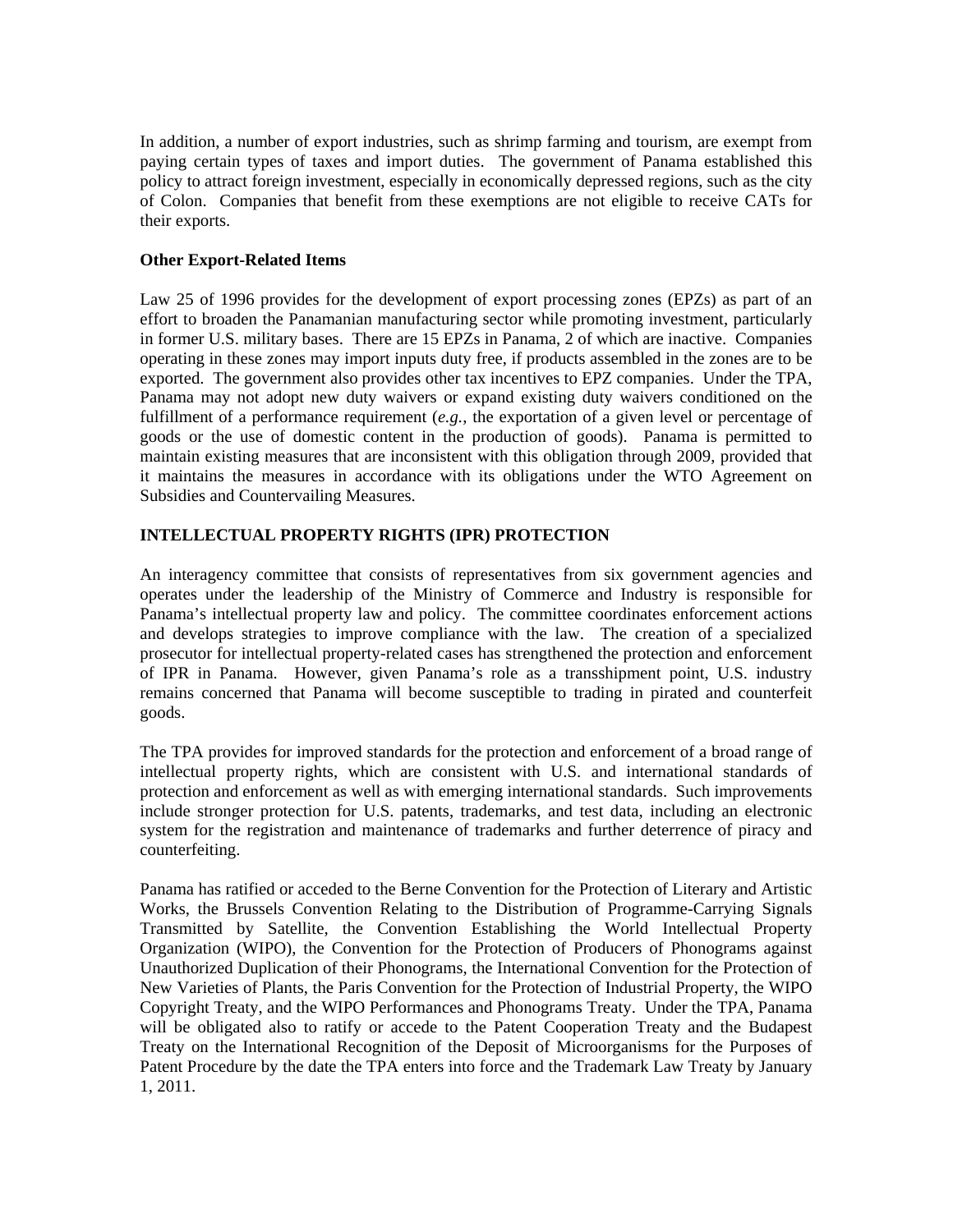In addition, a number of export industries, such as shrimp farming and tourism, are exempt from paying certain types of taxes and import duties. The government of Panama established this policy to attract foreign investment, especially in economically depressed regions, such as the city of Colon. Companies that benefit from these exemptions are not eligible to receive CATs for their exports.

**Other Export-Related Items**

Law 25 of 1996 provides for the development of export processing zones (EPZs) as part of an effort to broaden the Panamanian manufacturing sector while promoting investment, particularly in former U.S. military bases. There are 15 EPZs in Panama, 2 of which are inactive. Companies operating in these zones may import inputs duty free, if products assembled in the zones are to be exported. The government also provides other tax incentives to EPZ companies. Under the TPA, Panama may not adopt new duty waivers or expand existing duty waivers conditioned on the fulfillment of a performance requirement (*e.g.*, the exportation of a given level or percentage of goods or the use of domestic content in the production of goods). Panama is permitted to maintain existing measures that are inconsistent with this obligation through 2009, provided that it maintains the measures in accordance with its obligations under the WTO Agreement on Subsidies and Countervailing Measures.

**INTELLECTUAL PROPERTY RIGHTS (IPR) PROTECTION**

An interagency committee that consists of representatives from six government agencies and operates under the leadership of the Ministry of Commerce and Industry is responsible for Panama's intellectual property law and policy. The committee coordinates enforcement actions and develops strategies to improve compliance with the law. The creation of a specialized prosecutor for intellectual property-related cases has strengthened the protection and enforcement of IPR in Panama. However, given Panama's role as a transshipment point, U.S. industry remains concerned that Panama will become susceptible to trading in pirated and counterfeit goods.

The TPA provides for improved standards for the protection and enforcement of a broad range of intellectual property rights, which are consistent with U.S. and international standards of protection and enforcement as well as with emerging international standards. Such improvements include stronger protection for U.S. patents, trademarks, and test data, including an electronic system for the registration and maintenance of trademarks and further deterrence of piracy and counterfeiting.

Panama has ratified or acceded to the Berne Convention for the Protection of Literary and Artistic Works, the Brussels Convention Relating to the Distribution of Programme-Carrying Signals Transmitted by Satellite, the Convention Establishing the World Intellectual Property Organization (WIPO), the Convention for the Protection of Producers of Phonograms against Unauthorized Duplication of their Phonograms, the International Convention for the Protection of New Varieties of Plants, the Paris Convention for the Protection of Industrial Property, the WIPO Copyright Treaty, and the WIPO Performances and Phonograms Treaty. Under the TPA, Panama will be obligated also to ratify or accede to the Patent Cooperation Treaty and the Budapest Treaty on the International Recognition of the Deposit of Microorganisms for the Purposes of Patent Procedure by the date the TPA enters into force and the Trademark Law Treaty by January 1, 2011.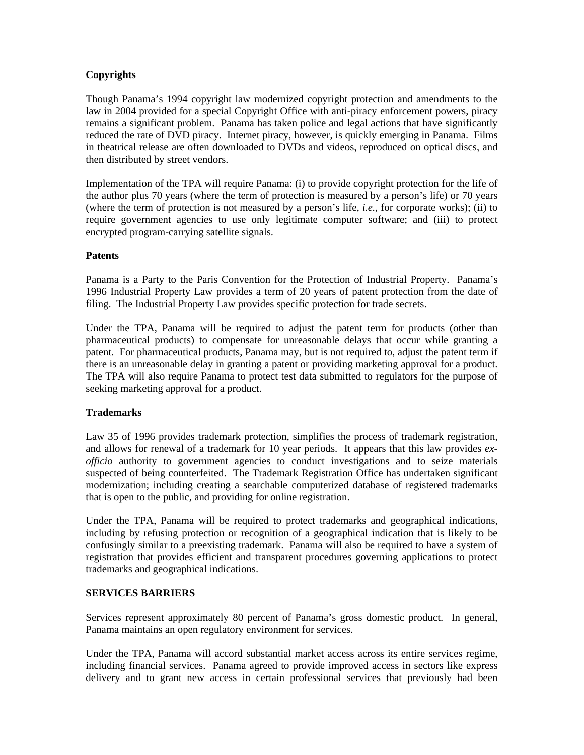**Copyrights**

Though Panama's 1994 copyright law modernized copyright protection and amendments to the law in 2004 provided for a special Copyright Office with anti-piracy enforcement powers, piracy remains a significant problem. Panama has taken police and legal actions that have significantly reduced the rate of DVD piracy. Internet piracy, however, is quickly emerging in Panama. Films in theatrical release are often downloaded to DVDs and videos, reproduced on optical discs, and then distributed by street vendors.

Implementation of the TPA will require Panama: (i) to provide copyright protection for the life of the author plus 70 years (where the term of protection is measured by a person's life) or 70 years (where the term of protection is not measured by a person's life, *i.e.*, for corporate works); (ii) to require government agencies to use only legitimate computer software; and (iii) to protect encrypted program-carrying satellite signals.

**Patents**

Panama is a Party to the Paris Convention for the Protection of Industrial Property. Panama's 1996 Industrial Property Law provides a term of 20 years of patent protection from the date of filing. The Industrial Property Law provides specific protection for trade secrets.

Under the TPA, Panama will be required to adjust the patent term for products (other than pharmaceutical products) to compensate for unreasonable delays that occur while granting a patent. For pharmaceutical products, Panama may, but is not required to, adjust the patent term if there is an unreasonable delay in granting a patent or providing marketing approval for a product. The TPA will also require Panama to protect test data submitted to regulators for the purpose of seeking marketing approval for a product.

**Trademarks**

Law 35 of 1996 provides trademark protection, simplifies the process of trademark registration, and allows for renewal of a trademark for 10 year periods. It appears that this law provides *ex-officio* authority to government agencies to conduct investigations and to seize materials suspected of being counterfeited. The Trademark Registration Office has undertaken significant modernization; including creating a searchable computerized database of registered trademarks that is open to the public, and providing for online registration.

Under the TPA, Panama will be required to protect trademarks and geographical indications, including by refusing protection or recognition of a geographical indication that is likely to be confusingly similar to a preexisting trademark. Panama will also be required to have a system of registration that provides efficient and transparent procedures governing applications to protect trademarks and geographical indications.

**SERVICES BARRIERS**

Services represent approximately 80 percent of Panama's gross domestic product. In general, Panama maintains an open regulatory environment for services.

Under the TPA, Panama will accord substantial market access across its entire services regime, including financial services. Panama agreed to provide improved access in sectors like express delivery and to grant new access in certain professional services that previously had been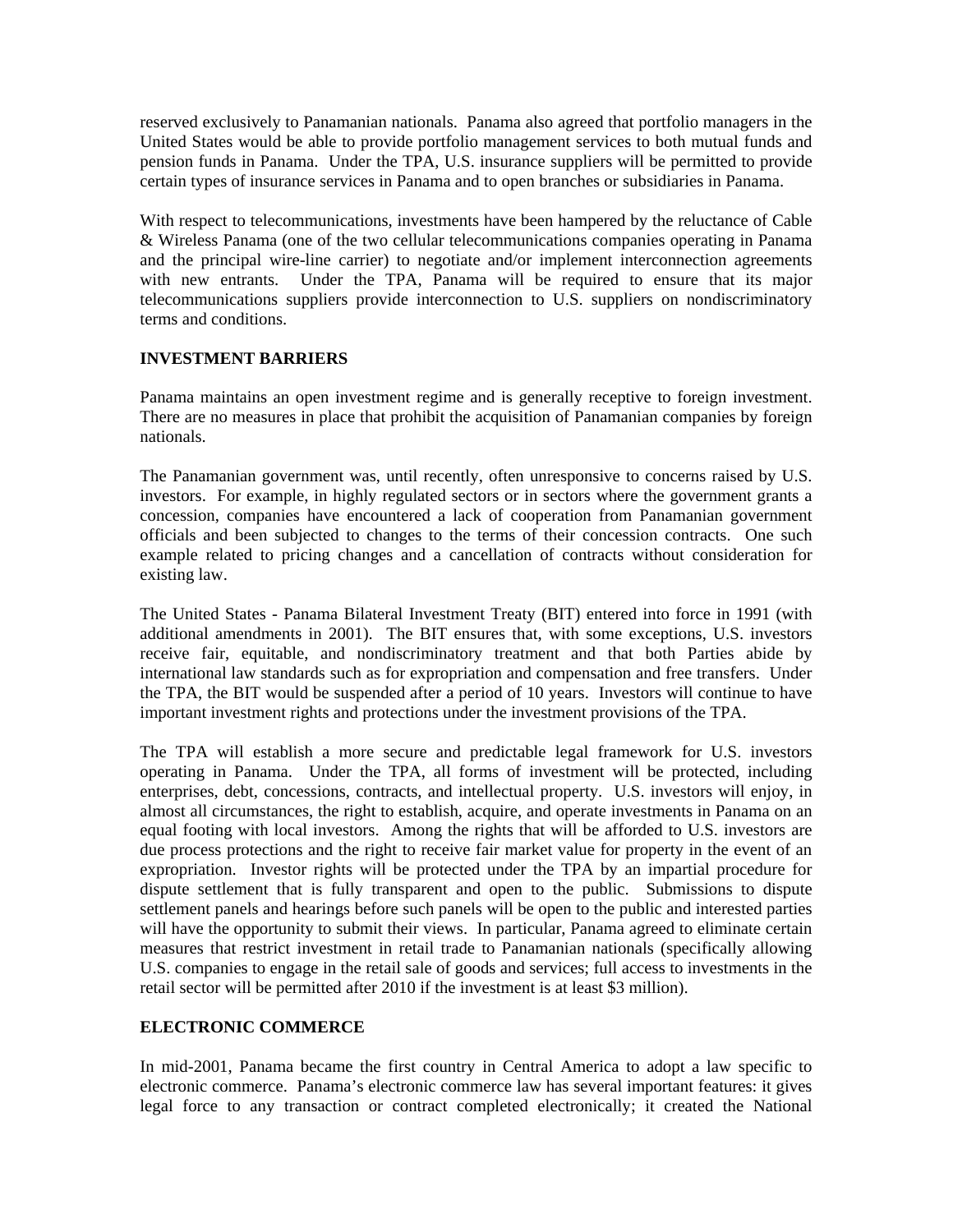reserved exclusively to Panamanian nationals. Panama also agreed that portfolio managers in the United States would be able to provide portfolio management services to both mutual funds and pension funds in Panama. Under the TPA, U.S. insurance suppliers will be permitted to provide certain types of insurance services in Panama and to open branches or subsidiaries in Panama.

With respect to telecommunications, investments have been hampered by the reluctance of Cable & Wireless Panama (one of the two cellular telecommunications companies operating in Panama and the principal wire-line carrier) to negotiate and/or implement interconnection agreements with new entrants. Under the TPA, Panama will be required to ensure that its major telecommunications suppliers provide interconnection to U.S. suppliers on nondiscriminatory terms and conditions.

## INVESTMENT BARRIERS

Panama maintains an open investment regime and is generally receptive to foreign investment. There are no measures in place that prohibit the acquisition of Panamanian companies by foreign nationals.

The Panamanian government was, until recently, often unresponsive to concerns raised by U.S. investors. For example, in highly regulated sectors or in sectors where the government grants a concession, companies have encountered a lack of cooperation from Panamanian government officials and been subjected to changes to the terms of their concession contracts. One such example related to pricing changes and a cancellation of contracts without consideration for existing law.

The United States - Panama Bilateral Investment Treaty (BIT) entered into force in 1991 (with additional amendments in 2001). The BIT ensures that, with some exceptions, U.S. investors receive fair, equitable, and nondiscriminatory treatment and that both Parties abide by international law standards such as for expropriation and compensation and free transfers. Under the TPA, the BIT would be suspended after a period of 10 years. Investors will continue to have important investment rights and protections under the investment provisions of the TPA.

The TPA will establish a more secure and predictable legal framework for U.S. investors operating in Panama. Under the TPA, all forms of investment will be protected, including enterprises, debt, concessions, contracts, and intellectual property. U.S. investors will enjoy, in almost all circumstances, the right to establish, acquire, and operate investments in Panama on an equal footing with local investors. Among the rights that will be afforded to U.S. investors are due process protections and the right to receive fair market value for property in the event of an expropriation. Investor rights will be protected under the TPA by an impartial procedure for dispute settlement that is fully transparent and open to the public. Submissions to dispute settlement panels and hearings before such panels will be open to the public and interested parties will have the opportunity to submit their views. In particular, Panama agreed to eliminate certain measures that restrict investment in retail trade to Panamanian nationals (specifically allowing U.S. companies to engage in the retail sale of goods and services; full access to investments in the retail sector will be permitted after 2010 if the investment is at least $3 million).

## ELECTRONIC COMMERCE

In mid-2001, Panama became the first country in Central America to adopt a law specific to electronic commerce. Panama's electronic commerce law has several important features: it gives legal force to any transaction or contract completed electronically; it created the National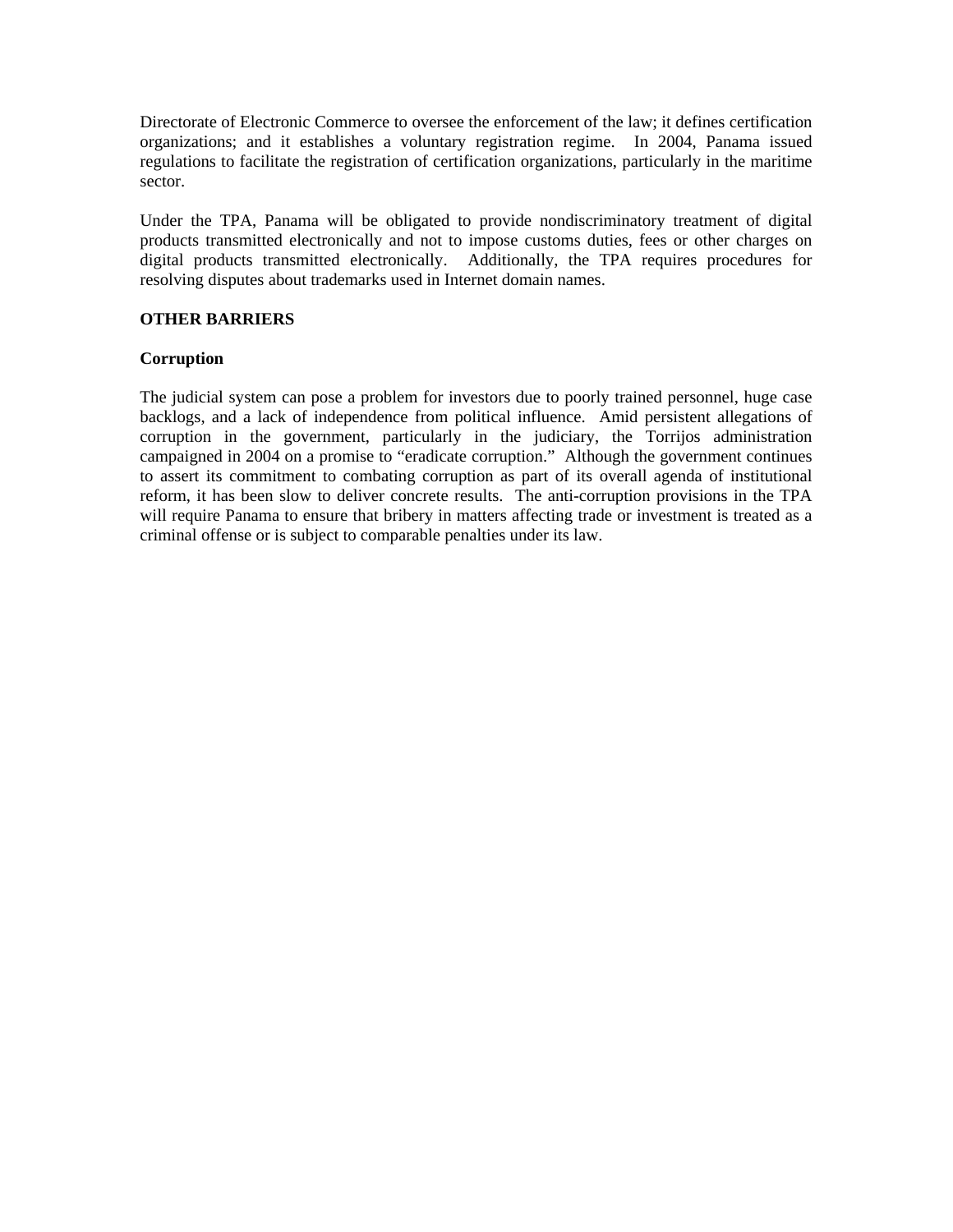Directorate of Electronic Commerce to oversee the enforcement of the law; it defines certification organizations; and it establishes a voluntary registration regime. In 2004, Panama issued regulations to facilitate the registration of certification organizations, particularly in the maritime sector.

Under the TPA, Panama will be obligated to provide nondiscriminatory treatment of digital products transmitted electronically and not to impose customs duties, fees or other charges on digital products transmitted electronically. Additionally, the TPA requires procedures for resolving disputes about trademarks used in Internet domain names.

## OTHER BARRIERS

### Corruption

The judicial system can pose a problem for investors due to poorly trained personnel, huge case backlogs, and a lack of independence from political influence. Amid persistent allegations of corruption in the government, particularly in the judiciary, the Torrijos administration campaigned in 2004 on a promise to "eradicate corruption." Although the government continues to assert its commitment to combating corruption as part of its overall agenda of institutional reform, it has been slow to deliver concrete results. The anti-corruption provisions in the TPA will require Panama to ensure that bribery in matters affecting trade or investment is treated as a criminal offense or is subject to comparable penalties under its law.